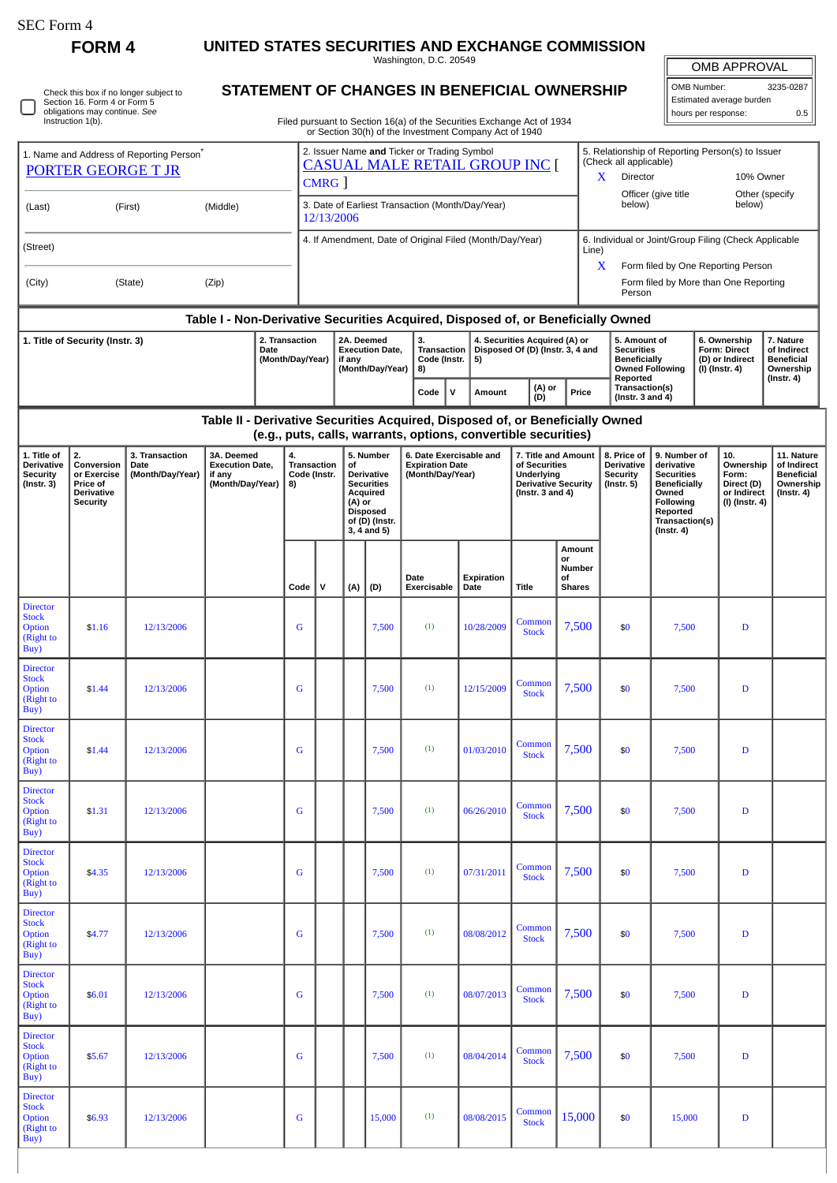SEC Form 4

# FORM 4

## UNITED STATES SECURITIES AND EXCHANGE COMMISSION

Washington, D.C. 20549

## STATEMENT OF CHANGES IN BENEFICIAL OWNERSHIP

Filed pursuant to Section 16(a) of the Securities Exchange Act of 1934 or Section 30(h) of the Investment Company Act of 1940

| OMB APPROVAL | |
|---|---|
| OMB Number: | 3235-0287 |
| Estimated average burden | |
| hours per response: | 0.5 |

☐ Check this box if no longer subject to Section 16. Form 4 or Form 5 obligations may continue. *See* Instruction 1(b).

| 1. Name and Address of Reporting Person* | 2. Issuer Name **and** Ticker or Trading Symbol | 5. Relationship of Reporting Person(s) to Issuer (Check all applicable) |
|---|---|---|
| PORTER GEORGE T JR | CASUAL MALE RETAIL GROUP INC [ CMRG ] | X Director; 10% Owner; Officer (give title below); Other (specify below) |
| (Last) (First) (Middle) | 3. Date of Earliest Transaction (Month/Day/Year) 12/13/2006 | |
| (Street) | 4. If Amendment, Date of Original Filed (Month/Day/Year) | 6. Individual or Joint/Group Filing (Check Applicable Line) X Form filed by One Reporting Person; Form filed by More than One Reporting Person |
| (City) (State) (Zip) | | |

### Table I - Non-Derivative Securities Acquired, Disposed of, or Beneficially Owned

| 1. Title of Security (Instr. 3) | 2. Transaction Date (Month/Day/Year) | 2A. Deemed Execution Date, if any (Month/Day/Year) | 3. Transaction Code (Instr. 8) | | 4. Securities Acquired (A) or Disposed Of (D) (Instr. 3, 4 and 5) | | | 5. Amount of Securities Beneficially Owned Following Reported Transaction(s) (Instr. 3 and 4) | 6. Ownership Form: Direct (D) or Indirect (I) (Instr. 4) | 7. Nature of Indirect Beneficial Ownership (Instr. 4) |
|---|---|---|---|---|---|---|---|---|---|---|
| | | | Code | V | Amount | (A) or (D) | Price | | | |

### Table II - Derivative Securities Acquired, Disposed of, or Beneficially Owned (e.g., puts, calls, warrants, options, convertible securities)

| 1. Title of Derivative Security (Instr. 3) | 2. Conversion or Exercise Price of Derivative Security | 3. Transaction Date (Month/Day/Year) | 3A. Deemed Execution Date, if any (Month/Day/Year) | 4. Transaction Code (Instr. 8) | | 5. Number of Derivative Securities Acquired (A) or Disposed of (D) (Instr. 3, 4 and 5) | | 6. Date Exercisable and Expiration Date (Month/Day/Year) | | 7. Title and Amount of Securities Underlying Derivative Security (Instr. 3 and 4) | | 8. Price of Derivative Security (Instr. 5) | 9. Number of derivative Securities Beneficially Owned Following Reported Transaction(s) (Instr. 4) | 10. Ownership Form: Direct (D) or Indirect (I) (Instr. 4) | 11. Nature of Indirect Beneficial Ownership (Instr. 4) |
|---|---|---|---|---|---|---|---|---|---|---|---|---|---|---|---|
| | | | | Code | V | (A) | (D) | Date Exercisable | Expiration Date | Title | Amount or Number of Shares | | | | |
| Director Stock Option (Right to Buy) | $1.16 | 12/13/2006 | | G | | | 7,500 | (1) | 10/28/2009 | Common Stock | 7,500 | $0 | 7,500 | D | |
| Director Stock Option (Right to Buy) | $1.44 | 12/13/2006 | | G | | | 7,500 | (1) | 12/15/2009 | Common Stock | 7,500 | $0 | 7,500 | D | |
| Director Stock Option (Right to Buy) | $1.44 | 12/13/2006 | | G | | | 7,500 | (1) | 01/03/2010 | Common Stock | 7,500 | $0 | 7,500 | D | |
| Director Stock Option (Right to Buy) | $1.31 | 12/13/2006 | | G | | | 7,500 | (1) | 06/26/2010 | Common Stock | 7,500 | $0 | 7,500 | D | |
| Director Stock Option (Right to Buy) | $4.35 | 12/13/2006 | | G | | | 7,500 | (1) | 07/31/2011 | Common Stock | 7,500 | $0 | 7,500 | D | |
| Director Stock Option (Right to Buy) | $4.77 | 12/13/2006 | | G | | | 7,500 | (1) | 08/08/2012 | Common Stock | 7,500 | $0 | 7,500 | D | |
| Director Stock Option (Right to Buy) | $6.01 | 12/13/2006 | | G | | | 7,500 | (1) | 08/07/2013 | Common Stock | 7,500 | $0 | 7,500 | D | |
| Director Stock Option (Right to Buy) | $5.67 | 12/13/2006 | | G | | | 7,500 | (1) | 08/04/2014 | Common Stock | 7,500 | $0 | 7,500 | D | |
| Director Stock Option (Right to Buy) | $6.93 | 12/13/2006 | | G | | | 15,000 | (1) | 08/08/2015 | Common Stock | 15,000 | $0 | 15,000 | D | |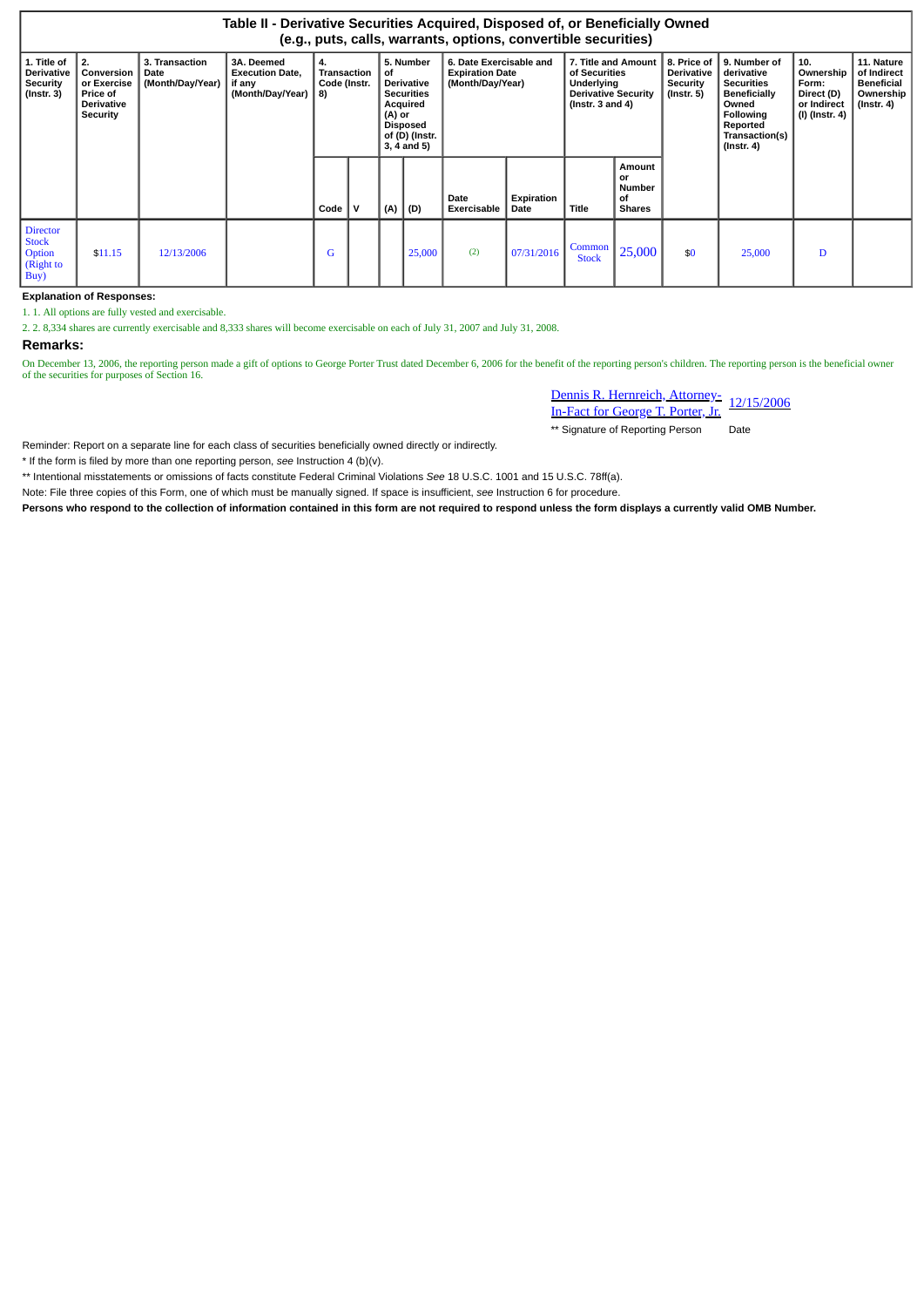## Table II - Derivative Securities Acquired, Disposed of, or Beneficially Owned (e.g., puts, calls, warrants, options, convertible securities)

| 1. Title of Derivative Security (Instr. 3) | 2. Conversion or Exercise Price of Derivative Security | 3. Transaction Date (Month/Day/Year) | 3A. Deemed Execution Date, if any (Month/Day/Year) | 4. Transaction Code (Instr. 8) | | 5. Number of Derivative Securities Acquired (A) or Disposed of (D) (Instr. 3, 4 and 5) | | 6. Date Exercisable and Expiration Date (Month/Day/Year) | | 7. Title and Amount of Securities Underlying Derivative Security (Instr. 3 and 4) | | 8. Price of Derivative Security (Instr. 5) | 9. Number of derivative Securities Beneficially Owned Following Reported Transaction(s) (Instr. 4) | 10. Ownership Form: Direct (D) or Indirect (I) (Instr. 4) | 11. Nature of Indirect Beneficial Ownership (Instr. 4) |
|---|---|---|---|---|---|---|---|---|---|---|---|---|---|---|---|
| | | | | Code | V | (A) | (D) | Date Exercisable | Expiration Date | Title | Amount or Number of Shares | | | | |
| Director Stock Option (Right to Buy) | $11.15 | 12/13/2006 | | G | | | 25,000 | (2) | 07/31/2016 | Common Stock | 25,000 | $0 | 25,000 | D | |

**Explanation of Responses:**

1. 1. All options are fully vested and exercisable.

2. 2. 8,334 shares are currently exercisable and 8,333 shares will become exercisable on each of July 31, 2007 and July 31, 2008.

## Remarks:

On December 13, 2006, the reporting person made a gift of options to George Porter Trust dated December 6, 2006 for the benefit of the reporting person's children. The reporting person is the beneficial owner of the securities for purposes of Section 16.

Dennis R. Hernreich, Attorney-In-Fact for George T. Porter, Jr. 12/15/2006

** Signature of Reporting Person Date

Reminder: Report on a separate line for each class of securities beneficially owned directly or indirectly.

* If the form is filed by more than one reporting person, *see* Instruction 4 (b)(v).

** Intentional misstatements or omissions of facts constitute Federal Criminal Violations *See* 18 U.S.C. 1001 and 15 U.S.C. 78ff(a).

Note: File three copies of this Form, one of which must be manually signed. If space is insufficient, *see* Instruction 6 for procedure.

**Persons who respond to the collection of information contained in this form are not required to respond unless the form displays a currently valid OMB Number.**